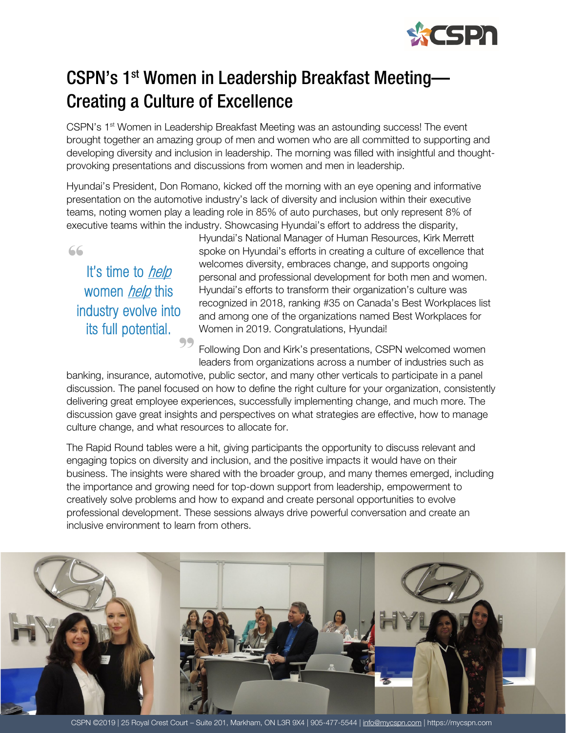# CSPN's 1st Women in Leadership Breakfast Meeting—Creating a Culture of Excellence

CSPN's 1st Women in Leadership Breakfast Meeting was an astounding success! The event brought together an amazing group of men and women who are all committed to supporting and developing diversity and inclusion in leadership. The morning was filled with insightful and thought-provoking presentations and discussions from women and men in leadership.

Hyundai's President, Don Romano, kicked off the morning with an eye opening and informative presentation on the automotive industry's lack of diversity and inclusion within their executive teams, noting women play a leading role in 85% of auto purchases, but only represent 8% of executive teams within the industry. Showcasing Hyundai's effort to address the disparity, Hyundai's National Manager of Human Resources, Kirk Merrett spoke on Hyundai's efforts in creating a culture of excellence that welcomes diversity, embraces change, and supports ongoing personal and professional development for both men and women. Hyundai's efforts to transform their organization's culture was recognized in 2018, ranking #35 on Canada's Best Workplaces list and among one of the organizations named Best Workplaces for Women in 2019. Congratulations, Hyundai!

> "It's time to *help* women *help* this industry evolve into its full potential."

Following Don and Kirk's presentations, CSPN welcomed women leaders from organizations across a number of industries such as banking, insurance, automotive, public sector, and many other verticals to participate in a panel discussion. The panel focused on how to define the right culture for your organization, consistently delivering great employee experiences, successfully implementing change, and much more. The discussion gave great insights and perspectives on what strategies are effective, how to manage culture change, and what resources to allocate for.

The Rapid Round tables were a hit, giving participants the opportunity to discuss relevant and engaging topics on diversity and inclusion, and the positive impacts it would have on their business. The insights were shared with the broader group, and many themes emerged, including the importance and growing need for top-down support from leadership, empowerment to creatively solve problems and how to expand and create personal opportunities to evolve professional development. These sessions always drive powerful conversation and create an inclusive environment to learn from others.

CSPN ©2019 | 25 Royal Crest Court – Suite 201, Markham, ON L3R 9X4 | 905-477-5544 | info@mycspn.com | https://mycspn.com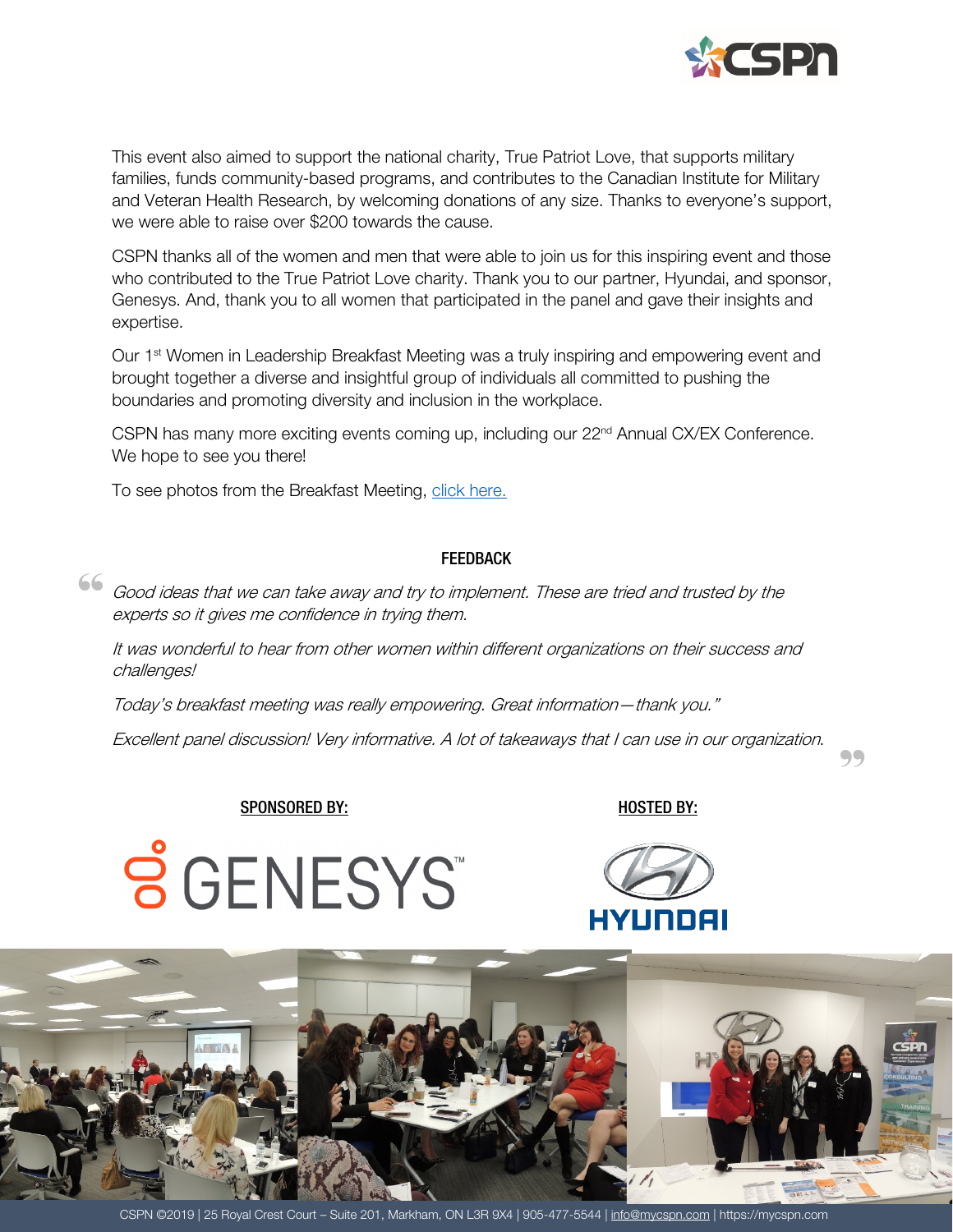This event also aimed to support the national charity, True Patriot Love, that supports military families, funds community-based programs, and contributes to the Canadian Institute for Military and Veteran Health Research, by welcoming donations of any size. Thanks to everyone's support, we were able to raise over $200 towards the cause.

CSPN thanks all of the women and men that were able to join us for this inspiring event and those who contributed to the True Patriot Love charity. Thank you to our partner, Hyundai, and sponsor, Genesys. And, thank you to all women that participated in the panel and gave their insights and expertise.

Our 1st Women in Leadership Breakfast Meeting was a truly inspiring and empowering event and brought together a diverse and insightful group of individuals all committed to pushing the boundaries and promoting diversity and inclusion in the workplace.

CSPN has many more exciting events coming up, including our 22nd Annual CX/EX Conference. We hope to see you there!

To see photos from the Breakfast Meeting, [click here.]

## FEEDBACK

*Good ideas that we can take away and try to implement. These are tried and trusted by the experts so it gives me confidence in trying them.*

*It was wonderful to hear from other women within different organizations on their success and challenges!*

*Today's breakfast meeting was really empowering. Great information—thank you."*

*Excellent panel discussion! Very informative. A lot of takeaways that I can use in our organization.*

**SPONSORED BY:** GENESYS

**HOSTED BY:** HYUNDAI

CSPN ©2019 | 25 Royal Crest Court – Suite 201, Markham, ON L3R 9X4 | 905-477-5544 | info@mycspn.com | https://mycspn.com